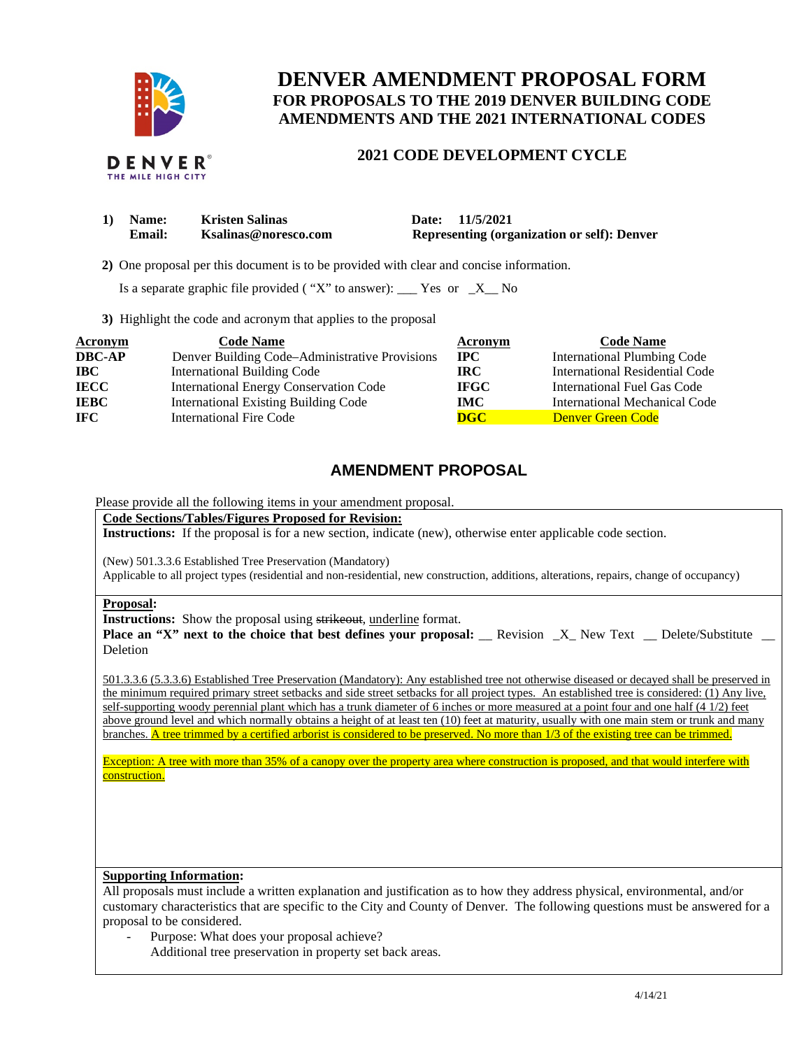# DENVER AMENDMENT PROPOSAL FORM
## FOR PROPOSALS TO THE 2019 DENVER BUILDING CODE AMENDMENTS AND THE 2021 INTERNATIONAL CODES

### 2021 CODE DEVELOPMENT CYCLE

**1) Name:** **Kristen Salinas** **Date: 11/5/2021**
**Email:** **Ksalinas@noresco.com** **Representing (organization or self): Denver**

**2)** One proposal per this document is to be provided with clear and concise information.

Is a separate graphic file provided ( "X" to answer): ___ Yes or _X__ No

**3)** Highlight the code and acronym that applies to the proposal

| Acronym | Code Name | Acronym | Code Name |
|---|---|---|---|
| **DBC-AP** | Denver Building Code–Administrative Provisions | **IPC** | International Plumbing Code |
| **IBC** | International Building Code | **IRC** | International Residential Code |
| **IECC** | International Energy Conservation Code | **IFGC** | International Fuel Gas Code |
| **IEBC** | International Existing Building Code | **IMC** | International Mechanical Code |
| **IFC** | International Fire Code | **DGC** | Denver Green Code |

## AMENDMENT PROPOSAL

Please provide all the following items in your amendment proposal.

**Code Sections/Tables/Figures Proposed for Revision:**
**Instructions:** If the proposal is for a new section, indicate (new), otherwise enter applicable code section.

(New) 501.3.3.6 Established Tree Preservation (Mandatory)
Applicable to all project types (residential and non-residential, new construction, additions, alterations, repairs, change of occupancy)

**Proposal:**
**Instructions:** Show the proposal using ~~strikeout~~, underline format.
**Place an "X" next to the choice that best defines your proposal:** __ Revision _X_ New Text __ Delete/Substitute __ Deletion

501.3.3.6 (5.3.3.6) Established Tree Preservation (Mandatory): Any established tree not otherwise diseased or decayed shall be preserved in the minimum required primary street setbacks and side street setbacks for all project types. An established tree is considered: (1) Any live, self-supporting woody perennial plant which has a trunk diameter of 6 inches or more measured at a point four and one half (4 1/2) feet above ground level and which normally obtains a height of at least ten (10) feet at maturity, usually with one main stem or trunk and many branches. A tree trimmed by a certified arborist is considered to be preserved. No more than 1/3 of the existing tree can be trimmed.

Exception: A tree with more than 35% of a canopy over the property area where construction is proposed, and that would interfere with construction.

**Supporting Information:**
All proposals must include a written explanation and justification as to how they address physical, environmental, and/or customary characteristics that are specific to the City and County of Denver. The following questions must be answered for a proposal to be considered.

- Purpose: What does your proposal achieve?
  Additional tree preservation in property set back areas.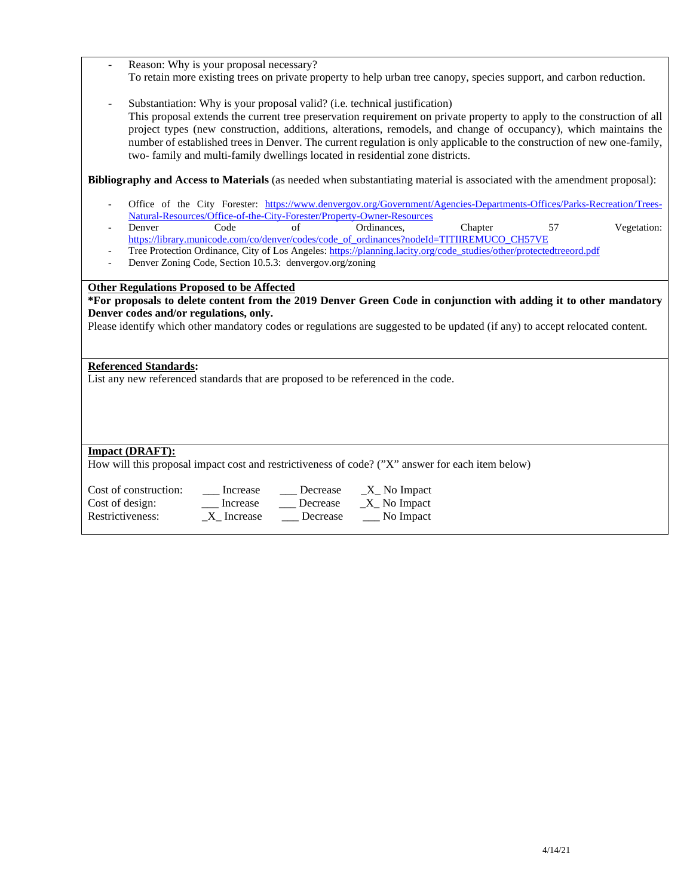- Reason: Why is your proposal necessary?
  To retain more existing trees on private property to help urban tree canopy, species support, and carbon reduction.

- Substantiation: Why is your proposal valid? (i.e. technical justification)
  This proposal extends the current tree preservation requirement on private property to apply to the construction of all project types (new construction, additions, alterations, remodels, and change of occupancy), which maintains the number of established trees in Denver. The current regulation is only applicable to the construction of new one-family, two- family and multi-family dwellings located in residential zone districts.

**Bibliography and Access to Materials** (as needed when substantiating material is associated with the amendment proposal):

- Office of the City Forester: https://www.denvergov.org/Government/Agencies-Departments-Offices/Parks-Recreation/Trees-Natural-Resources/Office-of-the-City-Forester/Property-Owner-Resources
- Denver Code of Ordinances, Chapter 57 Vegetation: https://library.municode.com/co/denver/codes/code_of_ordinances?nodeId=TITIIREMUCO_CH57VE
- Tree Protection Ordinance, City of Los Angeles: https://planning.lacity.org/code_studies/other/protectedtreeord.pdf
- Denver Zoning Code, Section 10.5.3: denvergov.org/zoning

**Other Regulations Proposed to be Affected**

***For proposals to delete content from the 2019 Denver Green Code in conjunction with adding it to other mandatory Denver codes and/or regulations, only.**

Please identify which other mandatory codes or regulations are suggested to be updated (if any) to accept relocated content.

**Referenced Standards:**

List any new referenced standards that are proposed to be referenced in the code.

**Impact (DRAFT):**

How will this proposal impact cost and restrictiveness of code? ("X" answer for each item below)

| | | | |
|---|---|---|---|
| Cost of construction: | ___ Increase | ___ Decrease | _X_ No Impact |
| Cost of design: | ___ Increase | ___ Decrease | _X_ No Impact |
| Restrictiveness: | _X_ Increase | ___ Decrease | ___ No Impact |

4/14/21